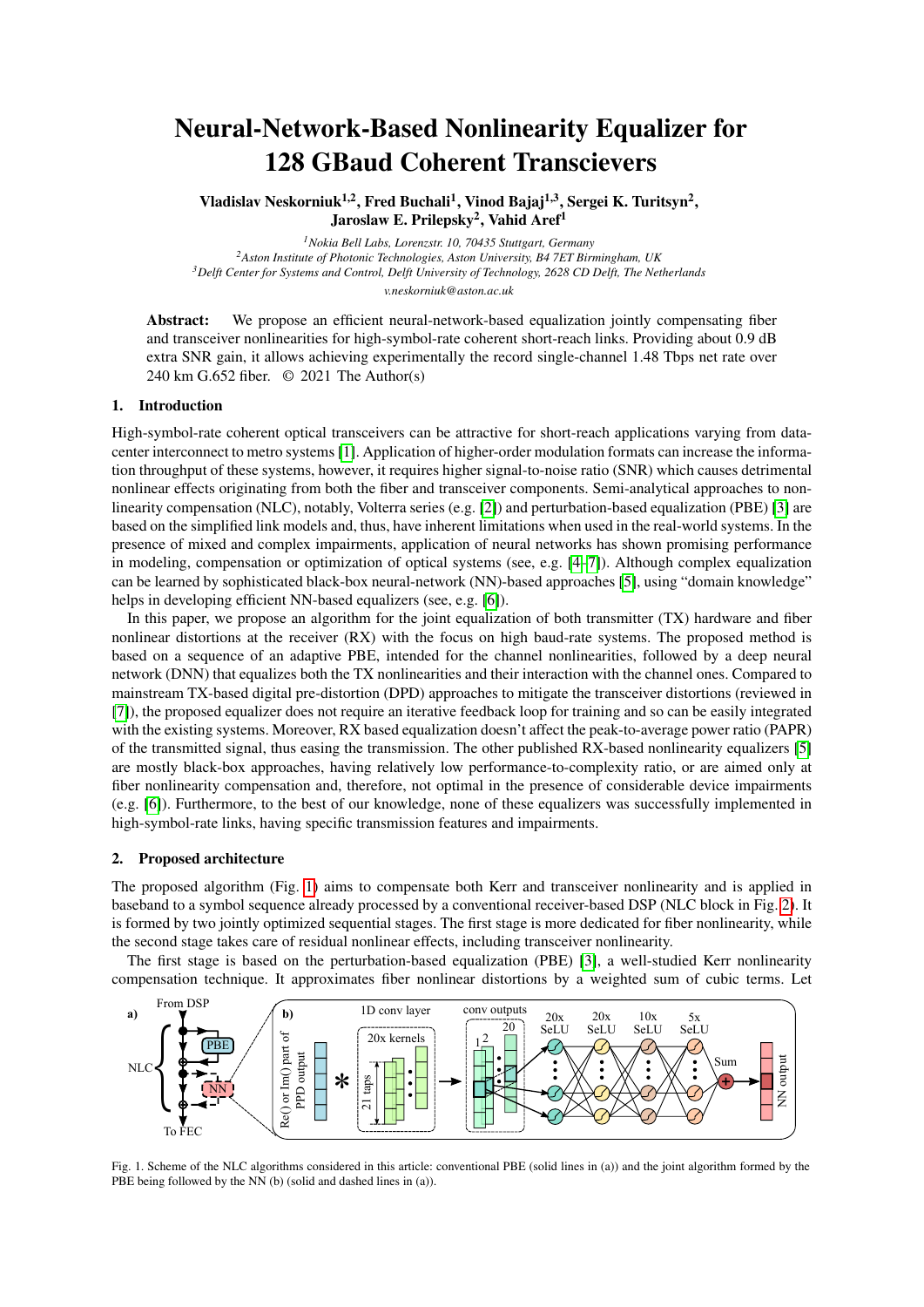# Neural-Network-Based Nonlinearity Equalizer for 128 GBaud Coherent Transcievers

**Vladislav Neskorniuk[1,2], Fred Buchali[1], Vinod Bajaj[1,3], Sergei K. Turitsyn[2], Jaroslaw E. Prilepsky[2], Vahid Aref[1]**

*[1]Nokia Bell Labs, Lorenzstr. 10, 70435 Stuttgart, Germany*
*[2]Aston Institute of Photonic Technologies, Aston University, B4 7ET Birmingham, UK*
*[3]Delft Center for Systems and Control, Delft University of Technology, 2628 CD Delft, The Netherlands*
*v.neskorniuk@aston.ac.uk*

**Abstract:** We propose an efficient neural-network-based equalization jointly compensating fiber and transceiver nonlinearities for high-symbol-rate coherent short-reach links. Providing about 0.9 dB extra SNR gain, it allows achieving experimentally the record single-channel 1.48 Tbps net rate over 240 km G.652 fiber. © 2021 The Author(s)

## 1. Introduction

High-symbol-rate coherent optical transceivers can be attractive for short-reach applications varying from data-center interconnect to metro systems [1]. Application of higher-order modulation formats can increase the information throughput of these systems, however, it requires higher signal-to-noise ratio (SNR) which causes detrimental nonlinear effects originating from both the fiber and transceiver components. Semi-analytical approaches to nonlinearity compensation (NLC), notably, Volterra series (e.g. [2]) and perturbation-based equalization (PBE) [3] are based on the simplified link models and, thus, have inherent limitations when used in the real-world systems. In the presence of mixed and complex impairments, application of neural networks has shown promising performance in modeling, compensation or optimization of optical systems (see, e.g. [4–7]). Although complex equalization can be learned by sophisticated black-box neural-network (NN)-based approaches [5], using "domain knowledge" helps in developing efficient NN-based equalizers (see, e.g. [6]).

In this paper, we propose an algorithm for the joint equalization of both transmitter (TX) hardware and fiber nonlinear distortions at the receiver (RX) with the focus on high baud-rate systems. The proposed method is based on a sequence of an adaptive PBE, intended for the channel nonlinearities, followed by a deep neural network (DNN) that equalizes both the TX nonlinearities and their interaction with the channel ones. Compared to mainstream TX-based digital pre-distortion (DPD) approaches to mitigate the transceiver distortions (reviewed in [7]), the proposed equalizer does not require an iterative feedback loop for training and so can be easily integrated with the existing systems. Moreover, RX based equalization doesn't affect the peak-to-average power ratio (PAPR) of the transmitted signal, thus easing the transmission. The other published RX-based nonlinearity equalizers [5] are mostly black-box approaches, having relatively low performance-to-complexity ratio, or are aimed only at fiber nonlinearity compensation and, therefore, not optimal in the presence of considerable device impairments (e.g. [6]). Furthermore, to the best of our knowledge, none of these equalizers was successfully implemented in high-symbol-rate links, having specific transmission features and impairments.

## 2. Proposed architecture

The proposed algorithm (Fig. 1) aims to compensate both Kerr and transceiver nonlinearity and is applied in baseband to a symbol sequence already processed by a conventional receiver-based DSP (NLC block in Fig. 2). It is formed by two jointly optimized sequential stages. The first stage is more dedicated for fiber nonlinearity, while the second stage takes care of residual nonlinear effects, including transceiver nonlinearity.

The first stage is based on the perturbation-based equalization (PBE) [3], a well-studied Kerr nonlinearity compensation technique. It approximates fiber nonlinear distortions by a weighted sum of cubic terms. Let

Fig. 1. Scheme of the NLC algorithms considered in this article: conventional PBE (solid lines in (a)) and the joint algorithm formed by the PBE being followed by the NN (b) (solid and dashed lines in (a)).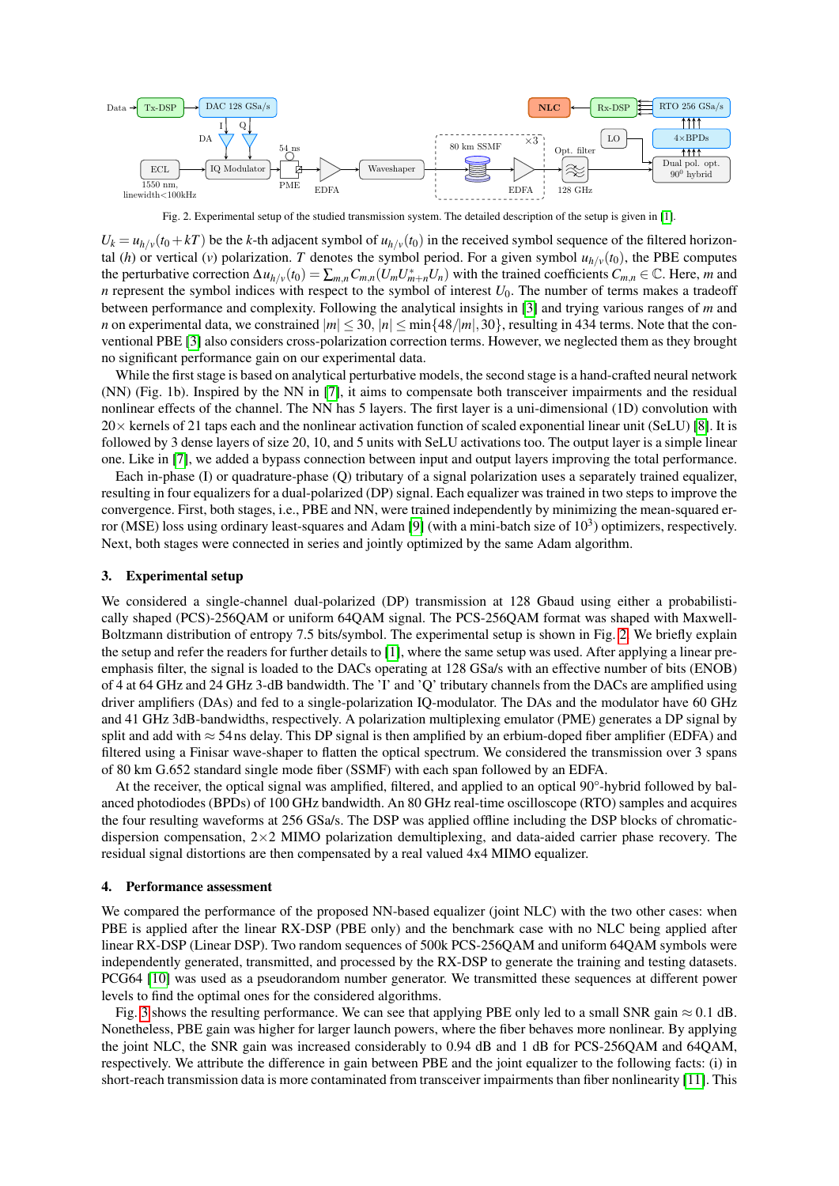Fig. 2. Experimental setup of the studied transmission system. The detailed description of the setup is given in [1].

$U_k = u_{h/v}(t_0 + kT)$ be the $k$-th adjacent symbol of $u_{h/v}(t_0)$ in the received symbol sequence of the filtered horizontal ($h$) or vertical ($v$) polarization. $T$ denotes the symbol period. For a given symbol $u_{h/v}(t_0)$, the PBE computes the perturbative correction $\Delta u_{h/v}(t_0) = \sum_{m,n} C_{m,n}(U_m U^*_{m+n} U_n)$ with the trained coefficients $C_{m,n} \in \mathbb{C}$. Here, $m$ and $n$ represent the symbol indices with respect to the symbol of interest $U_0$. The number of terms makes a tradeoff between performance and complexity. Following the analytical insights in [3] and trying various ranges of $m$ and $n$ on experimental data, we constrained $|m| \leq 30$, $|n| \leq \min\{48/|m|, 30\}$, resulting in 434 terms. Note that the conventional PBE [3] also considers cross-polarization correction terms. However, we neglected them as they brought no significant performance gain on our experimental data.

While the first stage is based on analytical perturbative models, the second stage is a hand-crafted neural network (NN) (Fig. 1b). Inspired by the NN in [7], it aims to compensate both transceiver impairments and the residual nonlinear effects of the channel. The NN has 5 layers. The first layer is a uni-dimensional (1D) convolution with 20× kernels of 21 taps each and the nonlinear activation function of scaled exponential linear unit (SeLU) [8]. It is followed by 3 dense layers of size 20, 10, and 5 units with SeLU activations too. The output layer is a simple linear one. Like in [7], we added a bypass connection between input and output layers improving the total performance.

Each in-phase (I) or quadrature-phase (Q) tributary of a signal polarization uses a separately trained equalizer, resulting in four equalizers for a dual-polarized (DP) signal. Each equalizer was trained in two steps to improve the convergence. First, both stages, i.e., PBE and NN, were trained independently by minimizing the mean-squared error (MSE) loss using ordinary least-squares and Adam [9] (with a mini-batch size of $10^3$) optimizers, respectively. Next, both stages were connected in series and jointly optimized by the same Adam algorithm.

## 3. Experimental setup

We considered a single-channel dual-polarized (DP) transmission at 128 Gbaud using either a probabilistically shaped (PCS)-256QAM or uniform 64QAM signal. The PCS-256QAM format was shaped with Maxwell-Boltzmann distribution of entropy 7.5 bits/symbol. The experimental setup is shown in Fig. 2. We briefly explain the setup and refer the readers for further details to [1], where the same setup was used. After applying a linear pre-emphasis filter, the signal is loaded to the DACs operating at 128 GSa/s with an effective number of bits (ENOB) of 4 at 64 GHz and 24 GHz 3-dB bandwidth. The 'I' and 'Q' tributary channels from the DACs are amplified using driver amplifiers (DAs) and fed to a single-polarization IQ-modulator. The DAs and the modulator have 60 GHz and 41 GHz 3dB-bandwidths, respectively. A polarization multiplexing emulator (PME) generates a DP signal by split and add with ≈ 54 ns delay. This DP signal is then amplified by an erbium-doped fiber amplifier (EDFA) and filtered using a Finisar wave-shaper to flatten the optical spectrum. We considered the transmission over 3 spans of 80 km G.652 standard single mode fiber (SSMF) with each span followed by an EDFA.

At the receiver, the optical signal was amplified, filtered, and applied to an optical 90°-hybrid followed by balanced photodiodes (BPDs) of 100 GHz bandwidth. An 80 GHz real-time oscilloscope (RTO) samples and acquires the four resulting waveforms at 256 GSa/s. The DSP was applied offline including the DSP blocks of chromatic-dispersion compensation, 2×2 MIMO polarization demultiplexing, and data-aided carrier phase recovery. The residual signal distortions are then compensated by a real valued 4x4 MIMO equalizer.

## 4. Performance assessment

We compared the performance of the proposed NN-based equalizer (joint NLC) with the two other cases: when PBE is applied after the linear RX-DSP (PBE only) and the benchmark case with no NLC being applied after linear RX-DSP (Linear DSP). Two random sequences of 500k PCS-256QAM and uniform 64QAM symbols were independently generated, transmitted, and processed by the RX-DSP to generate the training and testing datasets. PCG64 [10] was used as a pseudorandom number generator. We transmitted these sequences at different power levels to find the optimal ones for the considered algorithms.

Fig. 3 shows the resulting performance. We can see that applying PBE only led to a small SNR gain ≈ 0.1 dB. Nonetheless, PBE gain was higher for larger launch powers, where the fiber behaves more nonlinear. By applying the joint NLC, the SNR gain was increased considerably to 0.94 dB and 1 dB for PCS-256QAM and 64QAM, respectively. We attribute the difference in gain between PBE and the joint equalizer to the following facts: (i) in short-reach transmission data is more contaminated from transceiver impairments than fiber nonlinearity [11]. This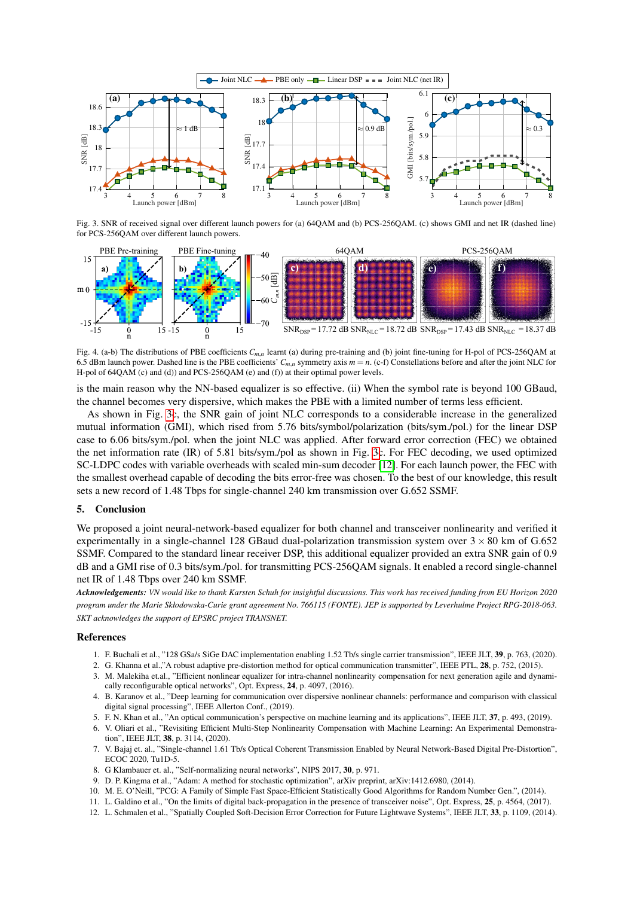Joint NLC
PBE only
Linear DSP
Joint NLC (net IR)

(a)
18.6
18.3
18
17.7
17.4
SNR [dB]
≈ 1 dB
3 4 5 6 7 8
Launch power [dBm]

(b)
18.3
18
17.7
17.4
17.1
SNR [dB]
≈ 0.9 dB
3 4 5 6 7 8
Launch power [dBm]

(c)
6.1
6
5.9
5.8
5.7
GMI [bits/sym./pol.]
≈ 0.3
3 4 5 6 7 8
Launch power [dBm]

Fig. 3. SNR of received signal over different launch powers for (a) 64QAM and (b) PCS-256QAM. (c) shows GMI and net IR (dashed line) for PCS-256QAM over different launch powers.

PBE Pre-training
PBE Fine-tuning
64QAM
PCS-256QAM
a)
b)
c)
d)
e)
f)
15
m 0
-15
-15 0 15 -15 0 15
n n
-40
-50
-60
-70
$C_{m,n}$ [dB]
$\mathrm{SNR_{DSP}}$ = 17.72 dB $\mathrm{SNR_{NLC}}$ = 18.72 dB $\mathrm{SNR_{DSP}}$ = 17.43 dB $\mathrm{SNR_{NLC}}$ = 18.37 dB

Fig. 4. (a-b) The distributions of PBE coefficients $C_{m,n}$ learnt (a) during pre-training and (b) joint fine-tuning for H-pol of PCS-256QAM at 6.5 dBm launch power. Dashed line is the PBE coefficients' $C_{m,n}$ symmetry axis $m = n$. (c-f) Constellations before and after the joint NLC for H-pol of 64QAM (c) and (d)) and PCS-256QAM (e) and (f)) at their optimal power levels.

is the main reason why the NN-based equalizer is so effective. (ii) When the symbol rate is beyond 100 GBaud, the channel becomes very dispersive, which makes the PBE with a limited number of terms less efficient.

As shown in Fig. 3c, the SNR gain of joint NLC corresponds to a considerable increase in the generalized mutual information (GMI), which rised from 5.76 bits/symbol/polarization (bits/sym./pol.) for the linear DSP case to 6.06 bits/sym./pol. when the joint NLC was applied. After forward error correction (FEC) we obtained the net information rate (IR) of 5.81 bits/sym./pol as shown in Fig. 3c. For FEC decoding, we used optimized SC-LDPC codes with variable overheads with scaled min-sum decoder [12]. For each launch power, the FEC with the smallest overhead capable of decoding the bits error-free was chosen. To the best of our knowledge, this result sets a new record of 1.48 Tbps for single-channel 240 km transmission over G.652 SSMF.

## 5. Conclusion

We proposed a joint neural-network-based equalizer for both channel and transceiver nonlinearity and verified it experimentally in a single-channel 128 GBaud dual-polarization transmission system over $3 \times 80$ km of G.652 SSMF. Compared to the standard linear receiver DSP, this additional equalizer provided an extra SNR gain of 0.9 dB and a GMI rise of 0.3 bits/sym./pol. for transmitting PCS-256QAM signals. It enabled a record single-channel net IR of 1.48 Tbps over 240 km SSMF.

***Acknowledgements:*** *VN would like to thank Karsten Schuh for insightful discussions. This work has received funding from EU Horizon 2020 program under the Marie Skłodowska-Curie grant agreement No. 766115 (FONTE). JEP is supported by Leverhulme Project RPG-2018-063. SKT acknowledges the support of EPSRC project TRANSNET.*

## References

1. F. Buchali et al., "128 GSa/s SiGe DAC implementation enabling 1.52 Tb/s single carrier transmission", IEEE JLT, **39**, p. 763, (2020).
2. G. Khanna et al.,"A robust adaptive pre-distortion method for optical communication transmitter", IEEE PTL, **28**, p. 752, (2015).
3. M. Malekiha et.al., "Efficient nonlinear equalizer for intra-channel nonlinearity compensation for next generation agile and dynamically reconfigurable optical networks", Opt. Express, **24**, p. 4097, (2016).
4. B. Karanov et al., "Deep learning for communication over dispersive nonlinear channels: performance and comparison with classical digital signal processing", IEEE Allerton Conf., (2019).
5. F. N. Khan et al., "An optical communication's perspective on machine learning and its applications", IEEE JLT, **37**, p. 493, (2019).
6. V. Oliari et al., "Revisiting Efficient Multi-Step Nonlinearity Compensation with Machine Learning: An Experimental Demonstration", IEEE JLT, **38**, p. 3114, (2020).
7. V. Bajaj et. al., "Single-channel 1.61 Tb/s Optical Coherent Transmission Enabled by Neural Network-Based Digital Pre-Distortion", ECOC 2020, Tu1D-5.
8. G Klambauer et. al., "Self-normalizing neural networks", NIPS 2017, **30**, p. 971.
9. D. P. Kingma et al., "Adam: A method for stochastic optimization", arXiv preprint, arXiv:1412.6980, (2014).
10. M. E. O'Neill, "PCG: A Family of Simple Fast Space-Efficient Statistically Good Algorithms for Random Number Gen.", (2014).
11. L. Galdino et al., "On the limits of digital back-propagation in the presence of transceiver noise", Opt. Express, **25**, p. 4564, (2017).
12. L. Schmalen et al., "Spatially Coupled Soft-Decision Error Correction for Future Lightwave Systems", IEEE JLT, **33**, p. 1109, (2014).